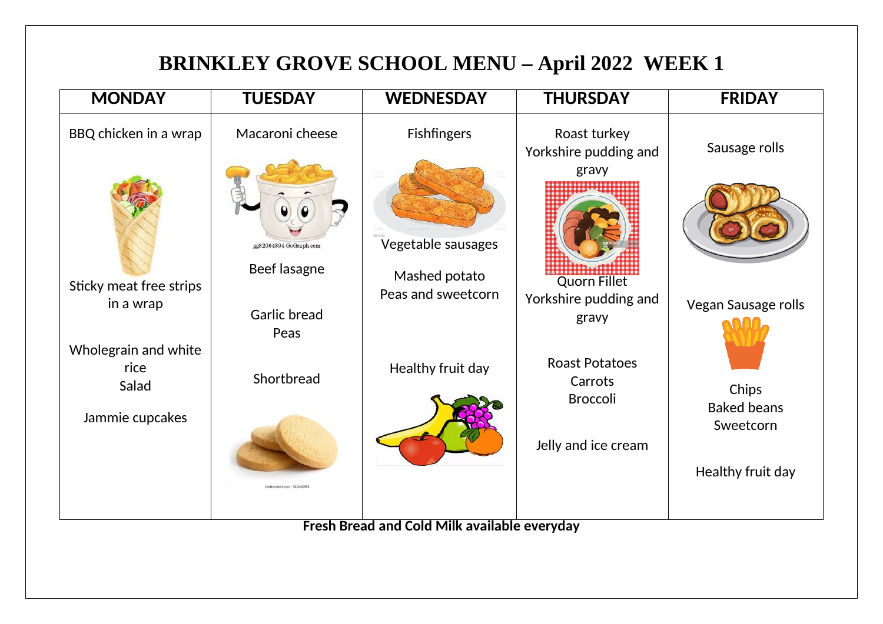# BRINKLEY GROVE SCHOOL MENU – April 2022 WEEK 1

| MONDAY | TUESDAY | WEDNESDAY | THURSDAY | FRIDAY |
|---|---|---|---|---|
| BBQ chicken in a wrap<br><br>Sticky meat free strips in a wrap<br><br>Wholegrain and white rice<br>Salad<br><br>Jammie cupcakes | Macaroni cheese<br><br>Beef lasagne<br><br>Garlic bread<br>Peas<br><br>Shortbread | Fishfingers<br><br>Vegetable sausages<br><br>Mashed potato<br>Peas and sweetcorn<br><br>Healthy fruit day | Roast turkey<br>Yorkshire pudding and gravy<br><br>Quorn Fillet<br>Yorkshire pudding and gravy<br><br>Roast Potatoes<br>Carrots<br>Broccoli<br><br>Jelly and ice cream | Sausage rolls<br><br>Vegan Sausage rolls<br><br>Chips<br>Baked beans<br>Sweetcorn<br><br>Healthy fruit day |

**Fresh Bread and Cold Milk available everyday**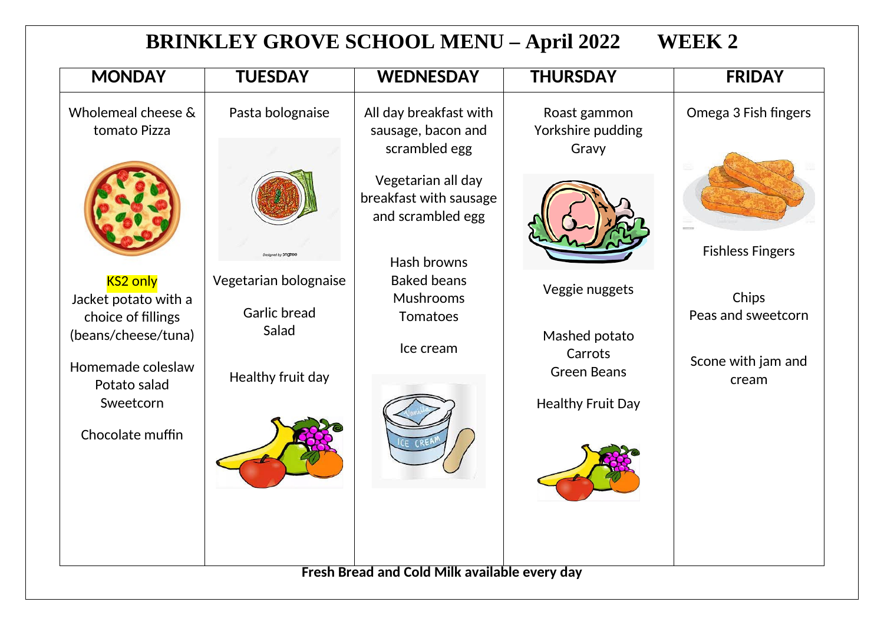# BRINKLEY GROVE SCHOOL MENU – April 2022 WEEK 2

| MONDAY | TUESDAY | WEDNESDAY | THURSDAY | FRIDAY |
|---|---|---|---|---|
| Wholemeal cheese & tomato Pizza<br><br>KS2 only<br>Jacket potato with a choice of fillings (beans/cheese/tuna)<br><br>Homemade coleslaw<br>Potato salad<br>Sweetcorn<br><br>Chocolate muffin | Pasta bolognaise<br><br>Vegetarian bolognaise<br><br>Garlic bread<br>Salad<br><br>Healthy fruit day | All day breakfast with sausage, bacon and scrambled egg<br><br>Vegetarian all day breakfast with sausage and scrambled egg<br><br>Hash browns<br>Baked beans<br>Mushrooms<br>Tomatoes<br><br>Ice cream | Roast gammon<br>Yorkshire pudding<br>Gravy<br><br>Veggie nuggets<br><br>Mashed potato<br>Carrots<br>Green Beans<br><br>Healthy Fruit Day | Omega 3 Fish fingers<br><br>Fishless Fingers<br><br>Chips<br>Peas and sweetcorn<br><br>Scone with jam and cream |

**Fresh Bread and Cold Milk available every day**